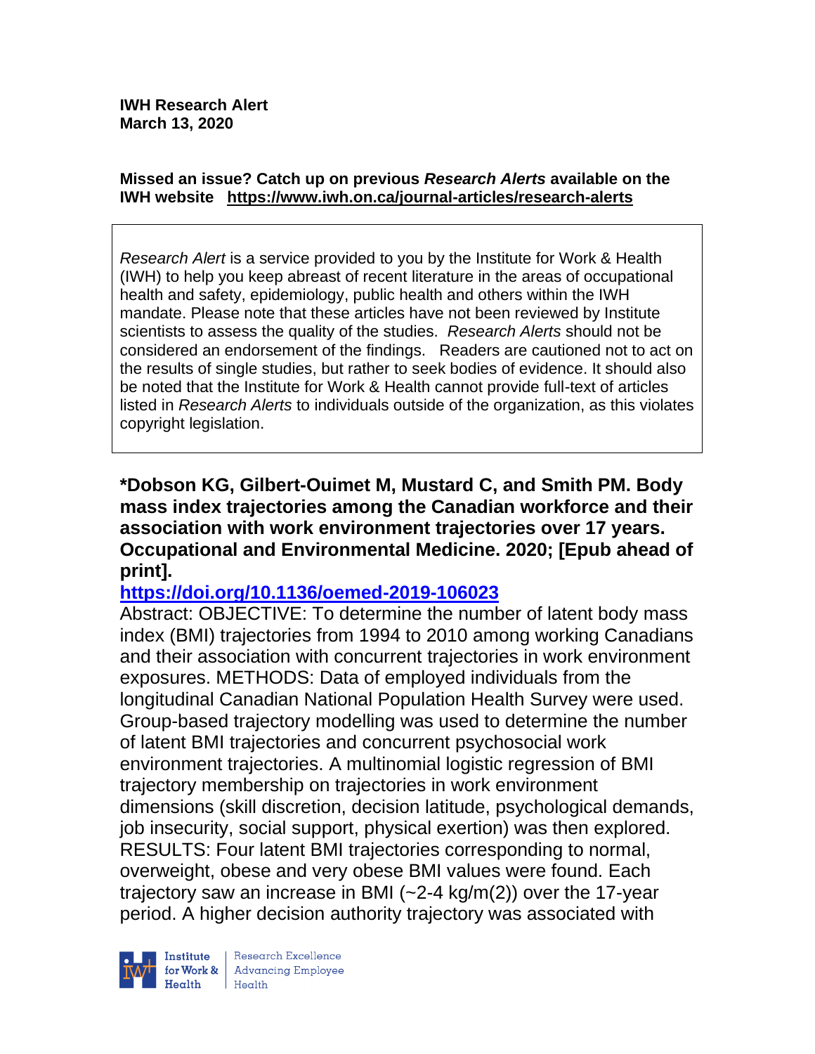**IWH Research Alert**
**March 13, 2020**

**Missed an issue? Catch up on previous *Research Alerts* available on the IWH website https://www.iwh.on.ca/journal-articles/research-alerts**

*Research Alert* is a service provided to you by the Institute for Work & Health (IWH) to help you keep abreast of recent literature in the areas of occupational health and safety, epidemiology, public health and others within the IWH mandate. Please note that these articles have not been reviewed by Institute scientists to assess the quality of the studies. *Research Alerts* should not be considered an endorsement of the findings. Readers are cautioned not to act on the results of single studies, but rather to seek bodies of evidence. It should also be noted that the Institute for Work & Health cannot provide full-text of articles listed in *Research Alerts* to individuals outside of the organization, as this violates copyright legislation.

**\*Dobson KG, Gilbert-Ouimet M, Mustard C, and Smith PM. Body mass index trajectories among the Canadian workforce and their association with work environment trajectories over 17 years. Occupational and Environmental Medicine. 2020; [Epub ahead of print].**

**https://doi.org/10.1136/oemed-2019-106023**

Abstract: OBJECTIVE: To determine the number of latent body mass index (BMI) trajectories from 1994 to 2010 among working Canadians and their association with concurrent trajectories in work environment exposures. METHODS: Data of employed individuals from the longitudinal Canadian National Population Health Survey were used. Group-based trajectory modelling was used to determine the number of latent BMI trajectories and concurrent psychosocial work environment trajectories. A multinomial logistic regression of BMI trajectory membership on trajectories in work environment dimensions (skill discretion, decision latitude, psychological demands, job insecurity, social support, physical exertion) was then explored. RESULTS: Four latent BMI trajectories corresponding to normal, overweight, obese and very obese BMI values were found. Each trajectory saw an increase in BMI (~2-4 kg/m(2)) over the 17-year period. A higher decision authority trajectory was associated with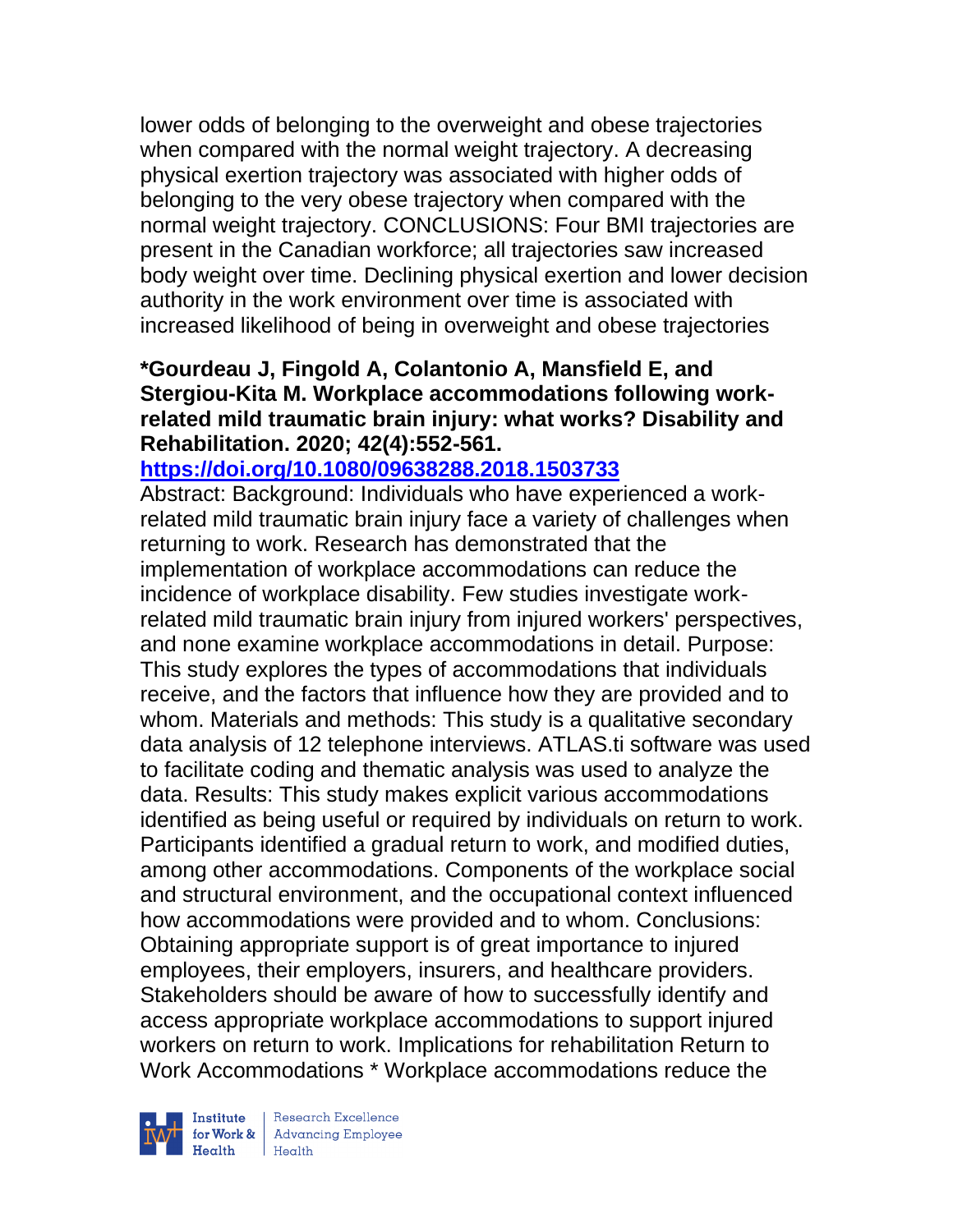lower odds of belonging to the overweight and obese trajectories when compared with the normal weight trajectory. A decreasing physical exertion trajectory was associated with higher odds of belonging to the very obese trajectory when compared with the normal weight trajectory. CONCLUSIONS: Four BMI trajectories are present in the Canadian workforce; all trajectories saw increased body weight over time. Declining physical exertion and lower decision authority in the work environment over time is associated with increased likelihood of being in overweight and obese trajectories

**\*Gourdeau J, Fingold A, Colantonio A, Mansfield E, and Stergiou-Kita M. Workplace accommodations following work-related mild traumatic brain injury: what works? Disability and Rehabilitation. 2020; 42(4):552-561.**

**https://doi.org/10.1080/09638288.2018.1503733**

Abstract: Background: Individuals who have experienced a work-related mild traumatic brain injury face a variety of challenges when returning to work. Research has demonstrated that the implementation of workplace accommodations can reduce the incidence of workplace disability. Few studies investigate work-related mild traumatic brain injury from injured workers' perspectives, and none examine workplace accommodations in detail. Purpose: This study explores the types of accommodations that individuals receive, and the factors that influence how they are provided and to whom. Materials and methods: This study is a qualitative secondary data analysis of 12 telephone interviews. ATLAS.ti software was used to facilitate coding and thematic analysis was used to analyze the data. Results: This study makes explicit various accommodations identified as being useful or required by individuals on return to work. Participants identified a gradual return to work, and modified duties, among other accommodations. Components of the workplace social and structural environment, and the occupational context influenced how accommodations were provided and to whom. Conclusions: Obtaining appropriate support is of great importance to injured employees, their employers, insurers, and healthcare providers. Stakeholders should be aware of how to successfully identify and access appropriate workplace accommodations to support injured workers on return to work. Implications for rehabilitation Return to Work Accommodations * Workplace accommodations reduce the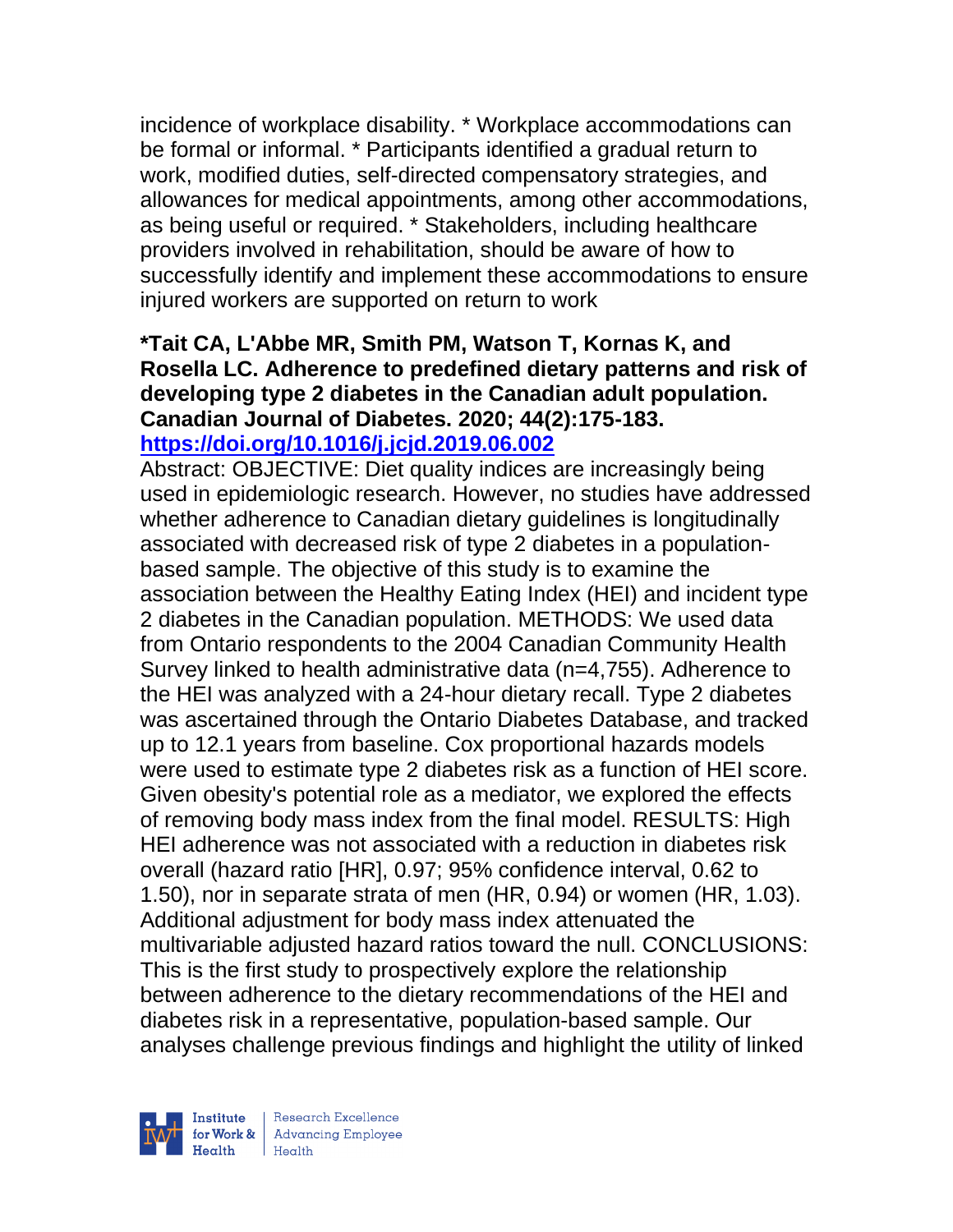incidence of workplace disability. * Workplace accommodations can be formal or informal. * Participants identified a gradual return to work, modified duties, self-directed compensatory strategies, and allowances for medical appointments, among other accommodations, as being useful or required. * Stakeholders, including healthcare providers involved in rehabilitation, should be aware of how to successfully identify and implement these accommodations to ensure injured workers are supported on return to work

**\*Tait CA, L'Abbe MR, Smith PM, Watson T, Kornas K, and Rosella LC. Adherence to predefined dietary patterns and risk of developing type 2 diabetes in the Canadian adult population. Canadian Journal of Diabetes. 2020; 44(2):175-183. https://doi.org/10.1016/j.jcjd.2019.06.002**

Abstract: OBJECTIVE: Diet quality indices are increasingly being used in epidemiologic research. However, no studies have addressed whether adherence to Canadian dietary guidelines is longitudinally associated with decreased risk of type 2 diabetes in a population-based sample. The objective of this study is to examine the association between the Healthy Eating Index (HEI) and incident type 2 diabetes in the Canadian population. METHODS: We used data from Ontario respondents to the 2004 Canadian Community Health Survey linked to health administrative data (n=4,755). Adherence to the HEI was analyzed with a 24-hour dietary recall. Type 2 diabetes was ascertained through the Ontario Diabetes Database, and tracked up to 12.1 years from baseline. Cox proportional hazards models were used to estimate type 2 diabetes risk as a function of HEI score. Given obesity's potential role as a mediator, we explored the effects of removing body mass index from the final model. RESULTS: High HEI adherence was not associated with a reduction in diabetes risk overall (hazard ratio [HR], 0.97; 95% confidence interval, 0.62 to 1.50), nor in separate strata of men (HR, 0.94) or women (HR, 1.03). Additional adjustment for body mass index attenuated the multivariable adjusted hazard ratios toward the null. CONCLUSIONS: This is the first study to prospectively explore the relationship between adherence to the dietary recommendations of the HEI and diabetes risk in a representative, population-based sample. Our analyses challenge previous findings and highlight the utility of linked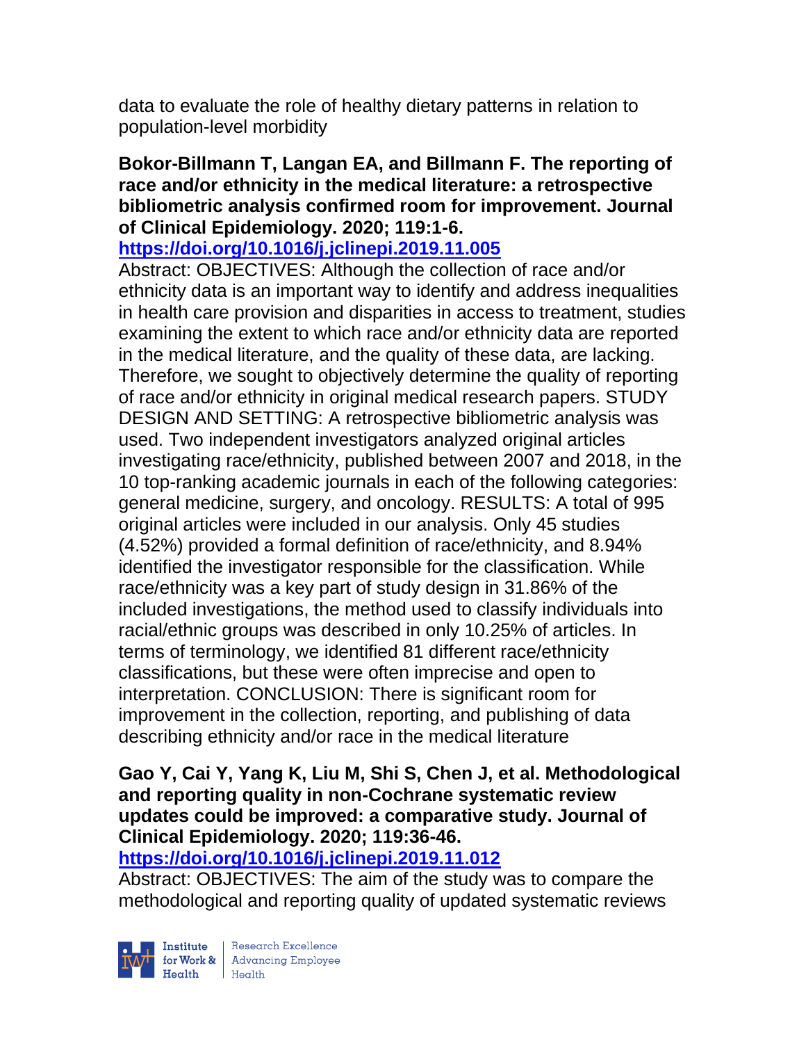data to evaluate the role of healthy dietary patterns in relation to population-level morbidity

**Bokor-Billmann T, Langan EA, and Billmann F. The reporting of race and/or ethnicity in the medical literature: a retrospective bibliometric analysis confirmed room for improvement. Journal of Clinical Epidemiology. 2020; 119:1-6.**
**https://doi.org/10.1016/j.jclinepi.2019.11.005**
Abstract: OBJECTIVES: Although the collection of race and/or ethnicity data is an important way to identify and address inequalities in health care provision and disparities in access to treatment, studies examining the extent to which race and/or ethnicity data are reported in the medical literature, and the quality of these data, are lacking. Therefore, we sought to objectively determine the quality of reporting of race and/or ethnicity in original medical research papers. STUDY DESIGN AND SETTING: A retrospective bibliometric analysis was used. Two independent investigators analyzed original articles investigating race/ethnicity, published between 2007 and 2018, in the 10 top-ranking academic journals in each of the following categories: general medicine, surgery, and oncology. RESULTS: A total of 995 original articles were included in our analysis. Only 45 studies (4.52%) provided a formal definition of race/ethnicity, and 8.94% identified the investigator responsible for the classification. While race/ethnicity was a key part of study design in 31.86% of the included investigations, the method used to classify individuals into racial/ethnic groups was described in only 10.25% of articles. In terms of terminology, we identified 81 different race/ethnicity classifications, but these were often imprecise and open to interpretation. CONCLUSION: There is significant room for improvement in the collection, reporting, and publishing of data describing ethnicity and/or race in the medical literature

**Gao Y, Cai Y, Yang K, Liu M, Shi S, Chen J, et al. Methodological and reporting quality in non-Cochrane systematic review updates could be improved: a comparative study. Journal of Clinical Epidemiology. 2020; 119:36-46.**
**https://doi.org/10.1016/j.jclinepi.2019.11.012**
Abstract: OBJECTIVES: The aim of the study was to compare the methodological and reporting quality of updated systematic reviews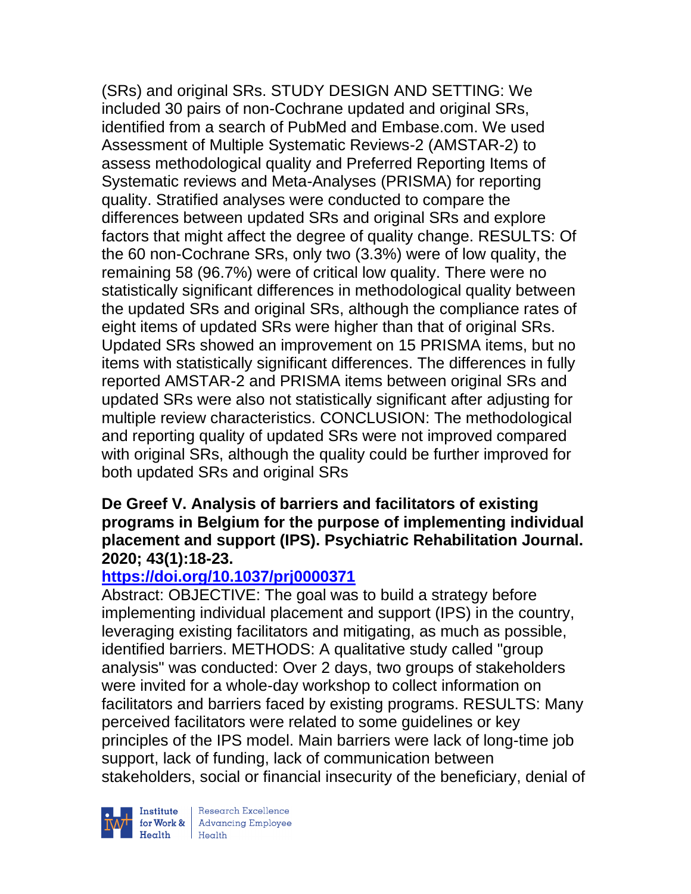(SRs) and original SRs. STUDY DESIGN AND SETTING: We included 30 pairs of non-Cochrane updated and original SRs, identified from a search of PubMed and Embase.com. We used Assessment of Multiple Systematic Reviews-2 (AMSTAR-2) to assess methodological quality and Preferred Reporting Items of Systematic reviews and Meta-Analyses (PRISMA) for reporting quality. Stratified analyses were conducted to compare the differences between updated SRs and original SRs and explore factors that might affect the degree of quality change. RESULTS: Of the 60 non-Cochrane SRs, only two (3.3%) were of low quality, the remaining 58 (96.7%) were of critical low quality. There were no statistically significant differences in methodological quality between the updated SRs and original SRs, although the compliance rates of eight items of updated SRs were higher than that of original SRs. Updated SRs showed an improvement on 15 PRISMA items, but no items with statistically significant differences. The differences in fully reported AMSTAR-2 and PRISMA items between original SRs and updated SRs were also not statistically significant after adjusting for multiple review characteristics. CONCLUSION: The methodological and reporting quality of updated SRs were not improved compared with original SRs, although the quality could be further improved for both updated SRs and original SRs

**De Greef V. Analysis of barriers and facilitators of existing programs in Belgium for the purpose of implementing individual placement and support (IPS). Psychiatric Rehabilitation Journal. 2020; 43(1):18-23.**

**https://doi.org/10.1037/prj0000371**

Abstract: OBJECTIVE: The goal was to build a strategy before implementing individual placement and support (IPS) in the country, leveraging existing facilitators and mitigating, as much as possible, identified barriers. METHODS: A qualitative study called "group analysis" was conducted: Over 2 days, two groups of stakeholders were invited for a whole-day workshop to collect information on facilitators and barriers faced by existing programs. RESULTS: Many perceived facilitators were related to some guidelines or key principles of the IPS model. Main barriers were lack of long-time job support, lack of funding, lack of communication between stakeholders, social or financial insecurity of the beneficiary, denial of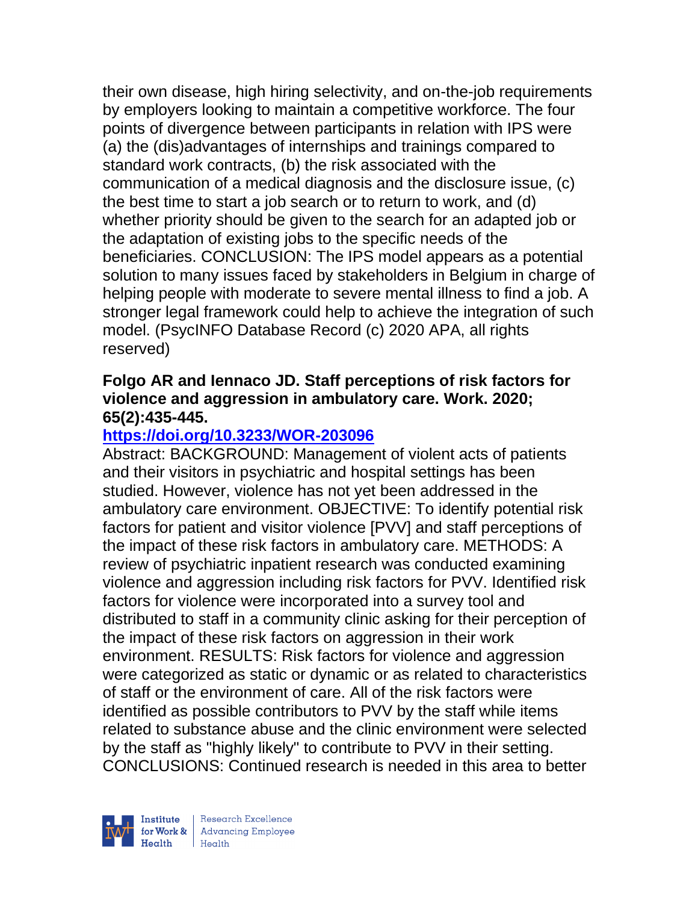their own disease, high hiring selectivity, and on-the-job requirements by employers looking to maintain a competitive workforce. The four points of divergence between participants in relation with IPS were (a) the (dis)advantages of internships and trainings compared to standard work contracts, (b) the risk associated with the communication of a medical diagnosis and the disclosure issue, (c) the best time to start a job search or to return to work, and (d) whether priority should be given to the search for an adapted job or the adaptation of existing jobs to the specific needs of the beneficiaries. CONCLUSION: The IPS model appears as a potential solution to many issues faced by stakeholders in Belgium in charge of helping people with moderate to severe mental illness to find a job. A stronger legal framework could help to achieve the integration of such model. (PsycINFO Database Record (c) 2020 APA, all rights reserved)

**Folgo AR and Iennaco JD. Staff perceptions of risk factors for violence and aggression in ambulatory care. Work. 2020; 65(2):435-445.**

**https://doi.org/10.3233/WOR-203096**

Abstract: BACKGROUND: Management of violent acts of patients and their visitors in psychiatric and hospital settings has been studied. However, violence has not yet been addressed in the ambulatory care environment. OBJECTIVE: To identify potential risk factors for patient and visitor violence [PVV] and staff perceptions of the impact of these risk factors in ambulatory care. METHODS: A review of psychiatric inpatient research was conducted examining violence and aggression including risk factors for PVV. Identified risk factors for violence were incorporated into a survey tool and distributed to staff in a community clinic asking for their perception of the impact of these risk factors on aggression in their work environment. RESULTS: Risk factors for violence and aggression were categorized as static or dynamic or as related to characteristics of staff or the environment of care. All of the risk factors were identified as possible contributors to PVV by the staff while items related to substance abuse and the clinic environment were selected by the staff as "highly likely" to contribute to PVV in their setting. CONCLUSIONS: Continued research is needed in this area to better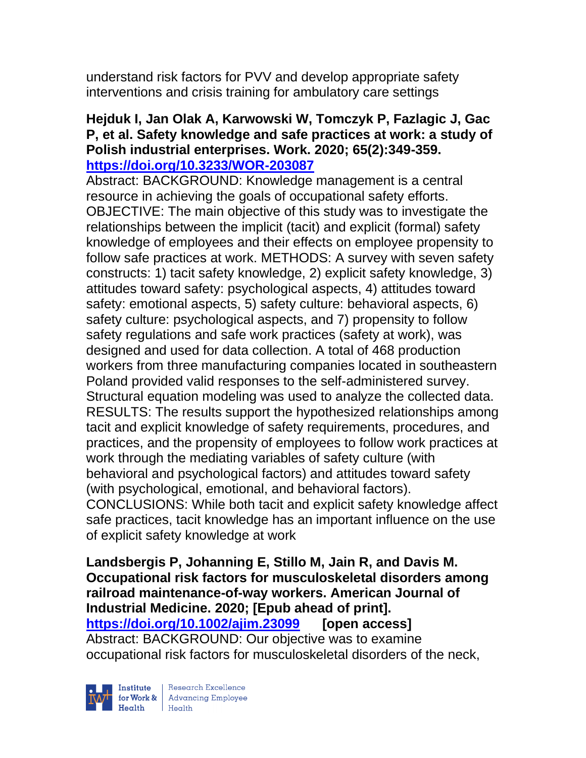understand risk factors for PVV and develop appropriate safety interventions and crisis training for ambulatory care settings

**Hejduk I, Jan Olak A, Karwowski W, Tomczyk P, Fazlagic J, Gac P, et al. Safety knowledge and safe practices at work: a study of Polish industrial enterprises. Work. 2020; 65(2):349-359.**
**https://doi.org/10.3233/WOR-203087**

Abstract: BACKGROUND: Knowledge management is a central resource in achieving the goals of occupational safety efforts. OBJECTIVE: The main objective of this study was to investigate the relationships between the implicit (tacit) and explicit (formal) safety knowledge of employees and their effects on employee propensity to follow safe practices at work. METHODS: A survey with seven safety constructs: 1) tacit safety knowledge, 2) explicit safety knowledge, 3) attitudes toward safety: psychological aspects, 4) attitudes toward safety: emotional aspects, 5) safety culture: behavioral aspects, 6) safety culture: psychological aspects, and 7) propensity to follow safety regulations and safe work practices (safety at work), was designed and used for data collection. A total of 468 production workers from three manufacturing companies located in southeastern Poland provided valid responses to the self-administered survey. Structural equation modeling was used to analyze the collected data. RESULTS: The results support the hypothesized relationships among tacit and explicit knowledge of safety requirements, procedures, and practices, and the propensity of employees to follow work practices at work through the mediating variables of safety culture (with behavioral and psychological factors) and attitudes toward safety (with psychological, emotional, and behavioral factors). CONCLUSIONS: While both tacit and explicit safety knowledge affect safe practices, tacit knowledge has an important influence on the use of explicit safety knowledge at work

**Landsbergis P, Johanning E, Stillo M, Jain R, and Davis M. Occupational risk factors for musculoskeletal disorders among railroad maintenance-of-way workers. American Journal of Industrial Medicine. 2020; [Epub ahead of print].**
**https://doi.org/10.1002/ajim.23099** **[open access]**

Abstract: BACKGROUND: Our objective was to examine occupational risk factors for musculoskeletal disorders of the neck,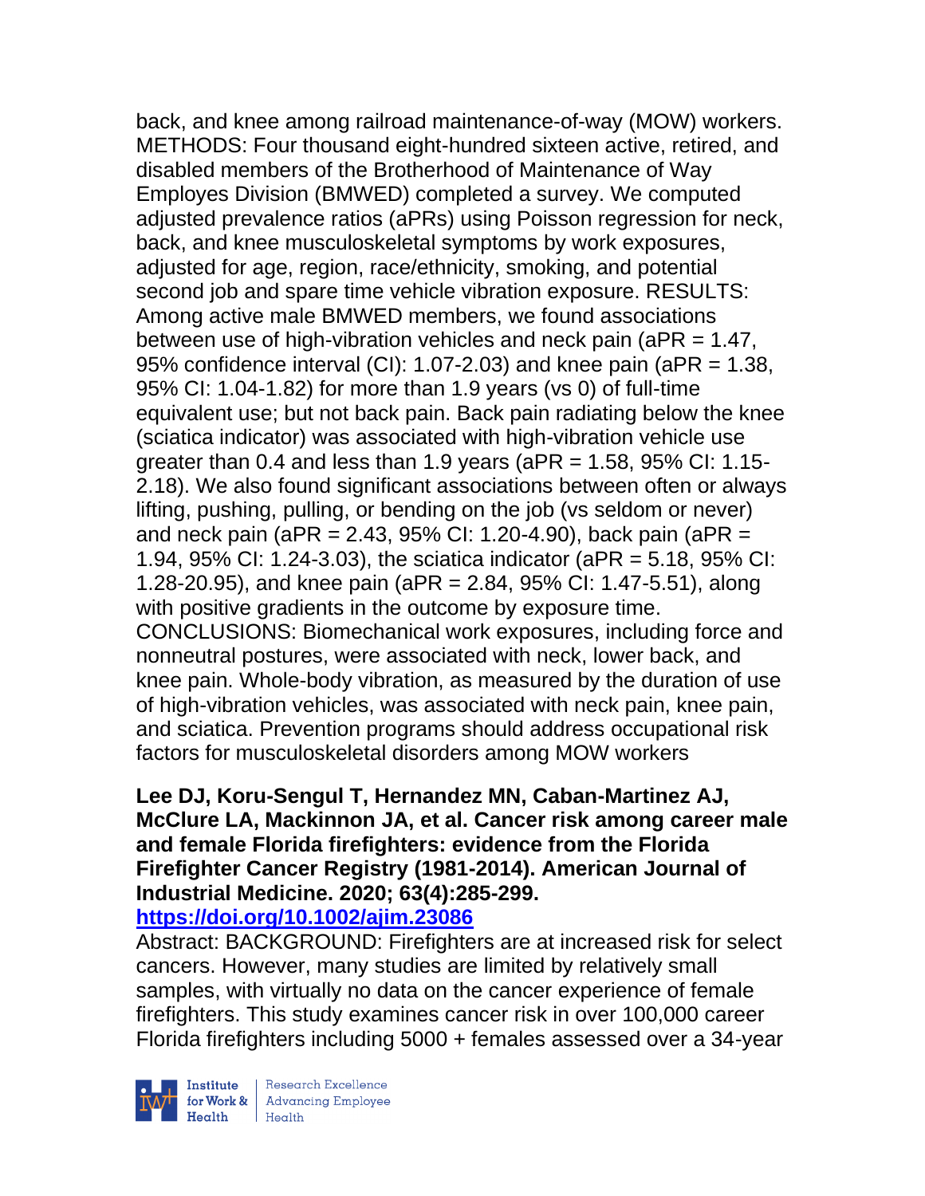back, and knee among railroad maintenance-of-way (MOW) workers. METHODS: Four thousand eight-hundred sixteen active, retired, and disabled members of the Brotherhood of Maintenance of Way Employes Division (BMWED) completed a survey. We computed adjusted prevalence ratios (aPRs) using Poisson regression for neck, back, and knee musculoskeletal symptoms by work exposures, adjusted for age, region, race/ethnicity, smoking, and potential second job and spare time vehicle vibration exposure. RESULTS: Among active male BMWED members, we found associations between use of high-vibration vehicles and neck pain (aPR = 1.47, 95% confidence interval (CI): 1.07-2.03) and knee pain (aPR = 1.38, 95% CI: 1.04-1.82) for more than 1.9 years (vs 0) of full-time equivalent use; but not back pain. Back pain radiating below the knee (sciatica indicator) was associated with high-vibration vehicle use greater than 0.4 and less than 1.9 years (aPR = 1.58, 95% CI: 1.15-2.18). We also found significant associations between often or always lifting, pushing, pulling, or bending on the job (vs seldom or never) and neck pain (aPR = 2.43, 95% CI: 1.20-4.90), back pain (aPR = 1.94, 95% CI: 1.24-3.03), the sciatica indicator (aPR = 5.18, 95% CI: 1.28-20.95), and knee pain (aPR = 2.84, 95% CI: 1.47-5.51), along with positive gradients in the outcome by exposure time. CONCLUSIONS: Biomechanical work exposures, including force and nonneutral postures, were associated with neck, lower back, and knee pain. Whole-body vibration, as measured by the duration of use of high-vibration vehicles, was associated with neck pain, knee pain, and sciatica. Prevention programs should address occupational risk factors for musculoskeletal disorders among MOW workers

**Lee DJ, Koru-Sengul T, Hernandez MN, Caban-Martinez AJ, McClure LA, Mackinnon JA, et al. Cancer risk among career male and female Florida firefighters: evidence from the Florida Firefighter Cancer Registry (1981-2014). American Journal of Industrial Medicine. 2020; 63(4):285-299.**
**https://doi.org/10.1002/ajim.23086**

Abstract: BACKGROUND: Firefighters are at increased risk for select cancers. However, many studies are limited by relatively small samples, with virtually no data on the cancer experience of female firefighters. This study examines cancer risk in over 100,000 career Florida firefighters including 5000 + females assessed over a 34-year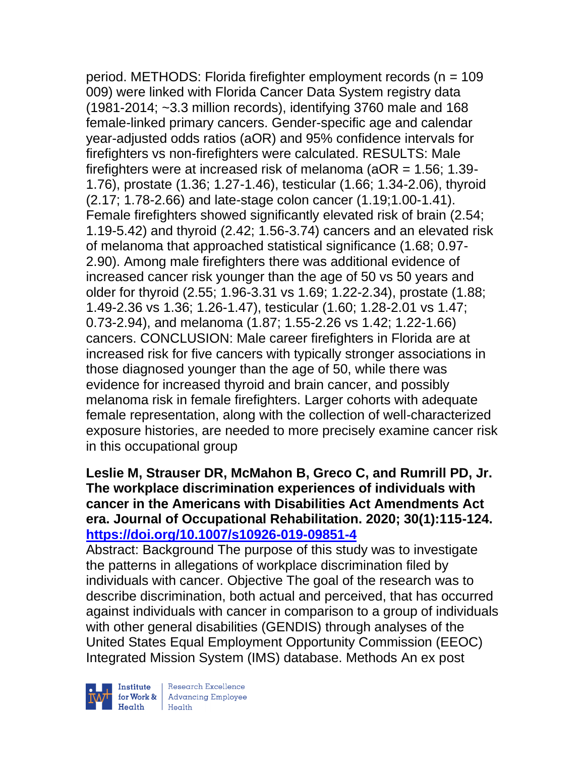period. METHODS: Florida firefighter employment records (n = 109 009) were linked with Florida Cancer Data System registry data (1981-2014; ~3.3 million records), identifying 3760 male and 168 female-linked primary cancers. Gender-specific age and calendar year-adjusted odds ratios (aOR) and 95% confidence intervals for firefighters vs non-firefighters were calculated. RESULTS: Male firefighters were at increased risk of melanoma (aOR = 1.56; 1.39-1.76), prostate (1.36; 1.27-1.46), testicular (1.66; 1.34-2.06), thyroid (2.17; 1.78-2.66) and late-stage colon cancer (1.19;1.00-1.41). Female firefighters showed significantly elevated risk of brain (2.54; 1.19-5.42) and thyroid (2.42; 1.56-3.74) cancers and an elevated risk of melanoma that approached statistical significance (1.68; 0.97-2.90). Among male firefighters there was additional evidence of increased cancer risk younger than the age of 50 vs 50 years and older for thyroid (2.55; 1.96-3.31 vs 1.69; 1.22-2.34), prostate (1.88; 1.49-2.36 vs 1.36; 1.26-1.47), testicular (1.60; 1.28-2.01 vs 1.47; 0.73-2.94), and melanoma (1.87; 1.55-2.26 vs 1.42; 1.22-1.66) cancers. CONCLUSION: Male career firefighters in Florida are at increased risk for five cancers with typically stronger associations in those diagnosed younger than the age of 50, while there was evidence for increased thyroid and brain cancer, and possibly melanoma risk in female firefighters. Larger cohorts with adequate female representation, along with the collection of well-characterized exposure histories, are needed to more precisely examine cancer risk in this occupational group

**Leslie M, Strauser DR, McMahon B, Greco C, and Rumrill PD, Jr. The workplace discrimination experiences of individuals with cancer in the Americans with Disabilities Act Amendments Act era. Journal of Occupational Rehabilitation. 2020; 30(1):115-124. https://doi.org/10.1007/s10926-019-09851-4**

Abstract: Background The purpose of this study was to investigate the patterns in allegations of workplace discrimination filed by individuals with cancer. Objective The goal of the research was to describe discrimination, both actual and perceived, that has occurred against individuals with cancer in comparison to a group of individuals with other general disabilities (GENDIS) through analyses of the United States Equal Employment Opportunity Commission (EEOC) Integrated Mission System (IMS) database. Methods An ex post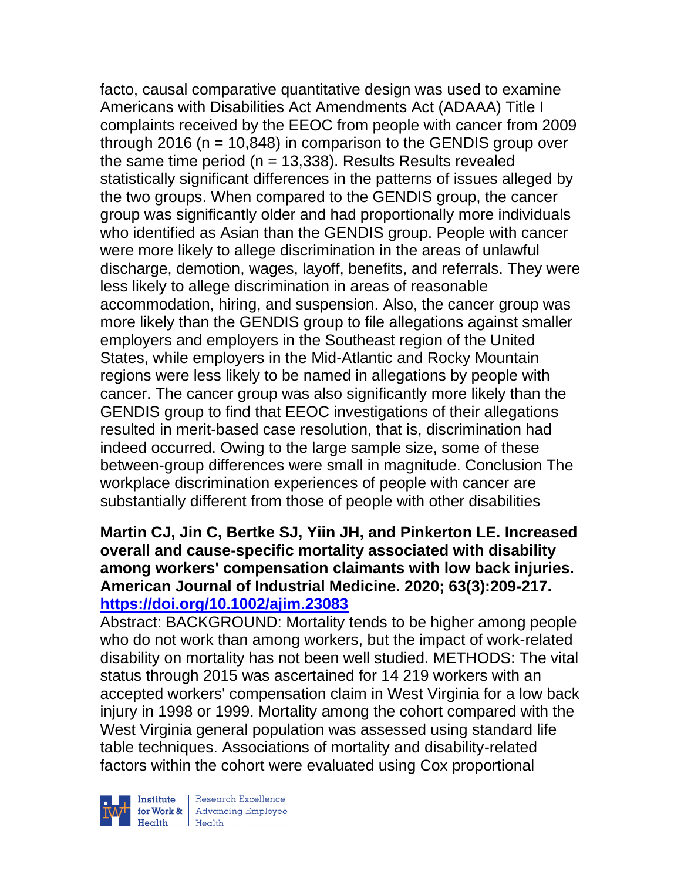facto, causal comparative quantitative design was used to examine Americans with Disabilities Act Amendments Act (ADAAA) Title I complaints received by the EEOC from people with cancer from 2009 through 2016 (n = 10,848) in comparison to the GENDIS group over the same time period (n = 13,338). Results Results revealed statistically significant differences in the patterns of issues alleged by the two groups. When compared to the GENDIS group, the cancer group was significantly older and had proportionally more individuals who identified as Asian than the GENDIS group. People with cancer were more likely to allege discrimination in the areas of unlawful discharge, demotion, wages, layoff, benefits, and referrals. They were less likely to allege discrimination in areas of reasonable accommodation, hiring, and suspension. Also, the cancer group was more likely than the GENDIS group to file allegations against smaller employers and employers in the Southeast region of the United States, while employers in the Mid-Atlantic and Rocky Mountain regions were less likely to be named in allegations by people with cancer. The cancer group was also significantly more likely than the GENDIS group to find that EEOC investigations of their allegations resulted in merit-based case resolution, that is, discrimination had indeed occurred. Owing to the large sample size, some of these between-group differences were small in magnitude. Conclusion The workplace discrimination experiences of people with cancer are substantially different from those of people with other disabilities

**Martin CJ, Jin C, Bertke SJ, Yiin JH, and Pinkerton LE. Increased overall and cause-specific mortality associated with disability among workers' compensation claimants with low back injuries. American Journal of Industrial Medicine. 2020; 63(3):209-217. https://doi.org/10.1002/ajim.23083**

Abstract: BACKGROUND: Mortality tends to be higher among people who do not work than among workers, but the impact of work-related disability on mortality has not been well studied. METHODS: The vital status through 2015 was ascertained for 14 219 workers with an accepted workers' compensation claim in West Virginia for a low back injury in 1998 or 1999. Mortality among the cohort compared with the West Virginia general population was assessed using standard life table techniques. Associations of mortality and disability-related factors within the cohort were evaluated using Cox proportional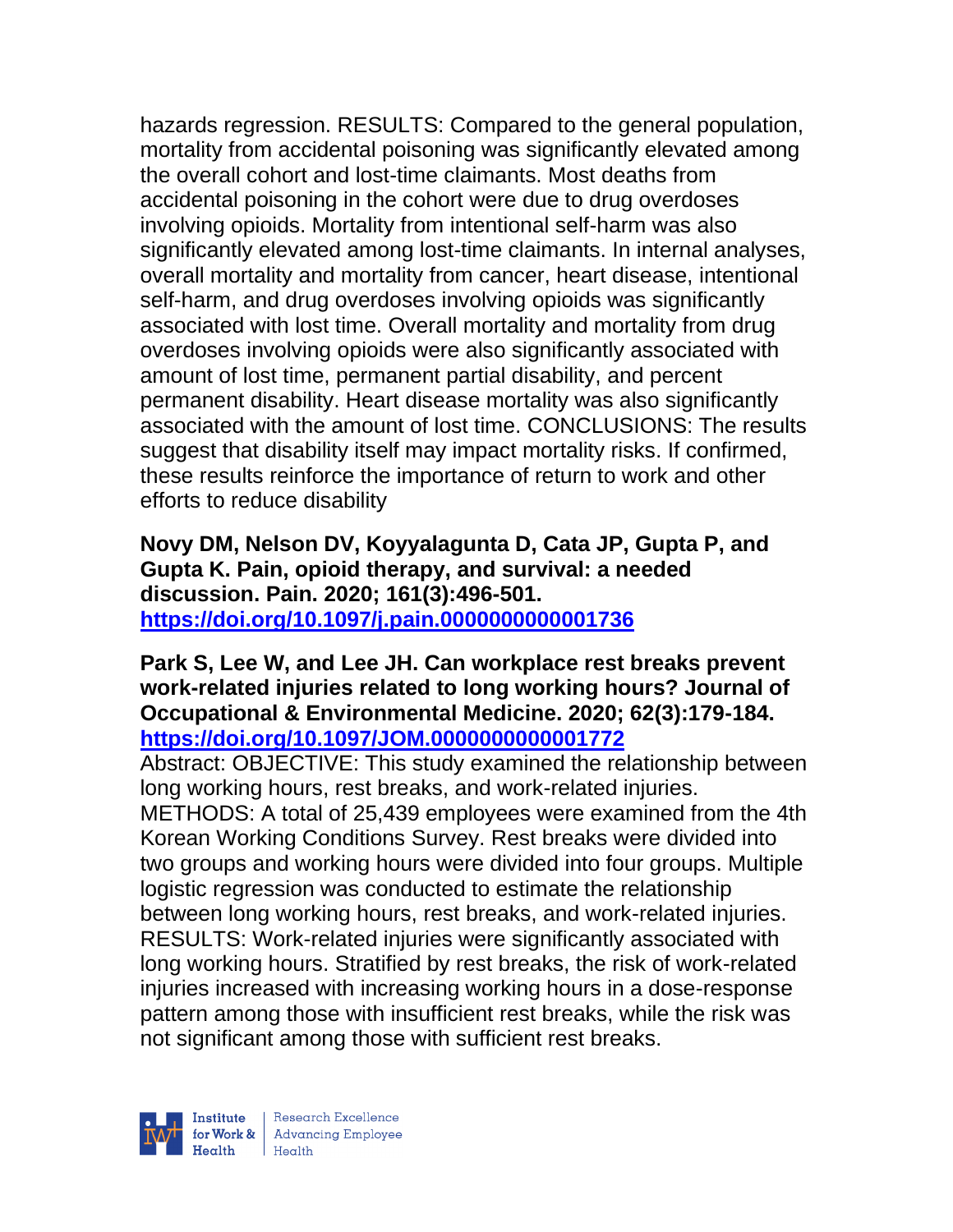hazards regression. RESULTS: Compared to the general population, mortality from accidental poisoning was significantly elevated among the overall cohort and lost-time claimants. Most deaths from accidental poisoning in the cohort were due to drug overdoses involving opioids. Mortality from intentional self-harm was also significantly elevated among lost-time claimants. In internal analyses, overall mortality and mortality from cancer, heart disease, intentional self-harm, and drug overdoses involving opioids was significantly associated with lost time. Overall mortality and mortality from drug overdoses involving opioids were also significantly associated with amount of lost time, permanent partial disability, and percent permanent disability. Heart disease mortality was also significantly associated with the amount of lost time. CONCLUSIONS: The results suggest that disability itself may impact mortality risks. If confirmed, these results reinforce the importance of return to work and other efforts to reduce disability

**Novy DM, Nelson DV, Koyyalagunta D, Cata JP, Gupta P, and Gupta K. Pain, opioid therapy, and survival: a needed discussion. Pain. 2020; 161(3):496-501. [https://doi.org/10.1097/j.pain.0000000000001736](https://doi.org/10.1097/j.pain.0000000000001736)**

**Park S, Lee W, and Lee JH. Can workplace rest breaks prevent work-related injuries related to long working hours? Journal of Occupational & Environmental Medicine. 2020; 62(3):179-184. [https://doi.org/10.1097/JOM.0000000000001772](https://doi.org/10.1097/JOM.0000000000001772)**

Abstract: OBJECTIVE: This study examined the relationship between long working hours, rest breaks, and work-related injuries. METHODS: A total of 25,439 employees were examined from the 4th Korean Working Conditions Survey. Rest breaks were divided into two groups and working hours were divided into four groups. Multiple logistic regression was conducted to estimate the relationship between long working hours, rest breaks, and work-related injuries. RESULTS: Work-related injuries were significantly associated with long working hours. Stratified by rest breaks, the risk of work-related injuries increased with increasing working hours in a dose-response pattern among those with insufficient rest breaks, while the risk was not significant among those with sufficient rest breaks.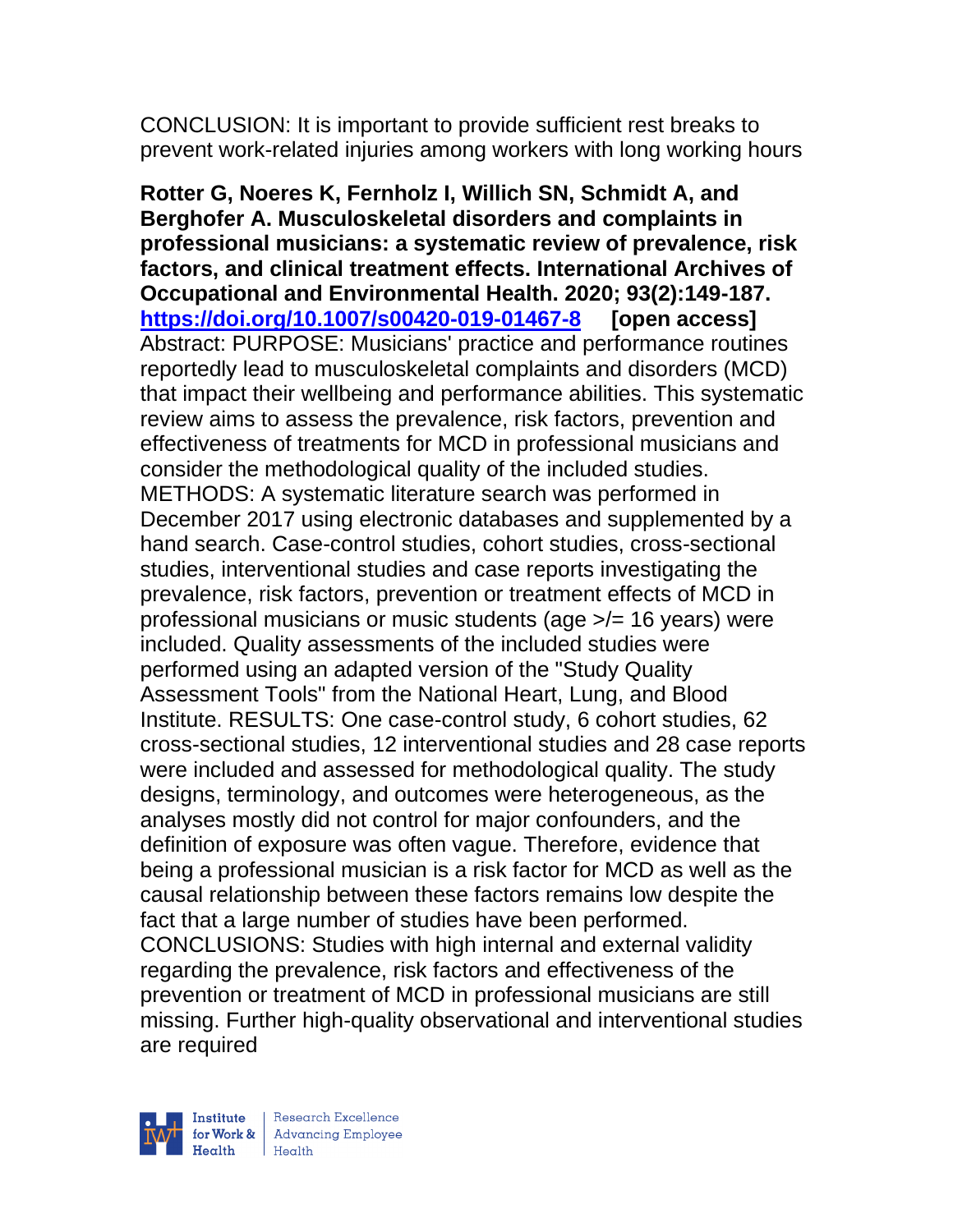CONCLUSION: It is important to provide sufficient rest breaks to prevent work-related injuries among workers with long working hours

**Rotter G, Noeres K, Fernholz I, Willich SN, Schmidt A, and Berghofer A. Musculoskeletal disorders and complaints in professional musicians: a systematic review of prevalence, risk factors, and clinical treatment effects. International Archives of Occupational and Environmental Health. 2020; 93(2):149-187. https://doi.org/10.1007/s00420-019-01467-8 [open access]**
Abstract: PURPOSE: Musicians' practice and performance routines reportedly lead to musculoskeletal complaints and disorders (MCD) that impact their wellbeing and performance abilities. This systematic review aims to assess the prevalence, risk factors, prevention and effectiveness of treatments for MCD in professional musicians and consider the methodological quality of the included studies. METHODS: A systematic literature search was performed in December 2017 using electronic databases and supplemented by a hand search. Case-control studies, cohort studies, cross-sectional studies, interventional studies and case reports investigating the prevalence, risk factors, prevention or treatment effects of MCD in professional musicians or music students (age >/= 16 years) were included. Quality assessments of the included studies were performed using an adapted version of the "Study Quality Assessment Tools" from the National Heart, Lung, and Blood Institute. RESULTS: One case-control study, 6 cohort studies, 62 cross-sectional studies, 12 interventional studies and 28 case reports were included and assessed for methodological quality. The study designs, terminology, and outcomes were heterogeneous, as the analyses mostly did not control for major confounders, and the definition of exposure was often vague. Therefore, evidence that being a professional musician is a risk factor for MCD as well as the causal relationship between these factors remains low despite the fact that a large number of studies have been performed. CONCLUSIONS: Studies with high internal and external validity regarding the prevalence, risk factors and effectiveness of the prevention or treatment of MCD in professional musicians are still missing. Further high-quality observational and interventional studies are required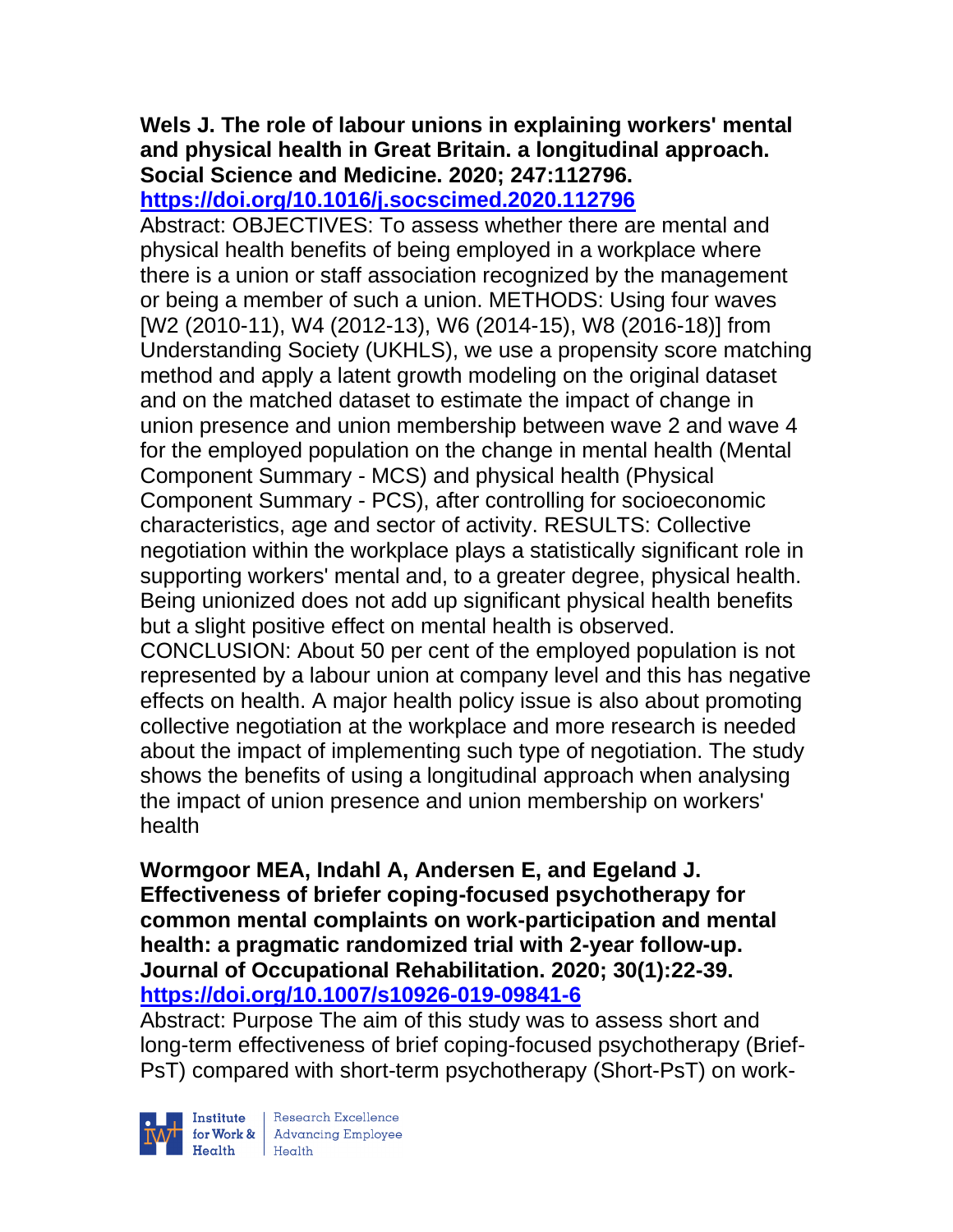**Wels J. The role of labour unions in explaining workers' mental and physical health in Great Britain. a longitudinal approach. Social Science and Medicine. 2020; 247:112796. https://doi.org/10.1016/j.socscimed.2020.112796**

Abstract: OBJECTIVES: To assess whether there are mental and physical health benefits of being employed in a workplace where there is a union or staff association recognized by the management or being a member of such a union. METHODS: Using four waves [W2 (2010-11), W4 (2012-13), W6 (2014-15), W8 (2016-18)] from Understanding Society (UKHLS), we use a propensity score matching method and apply a latent growth modeling on the original dataset and on the matched dataset to estimate the impact of change in union presence and union membership between wave 2 and wave 4 for the employed population on the change in mental health (Mental Component Summary - MCS) and physical health (Physical Component Summary - PCS), after controlling for socioeconomic characteristics, age and sector of activity. RESULTS: Collective negotiation within the workplace plays a statistically significant role in supporting workers' mental and, to a greater degree, physical health. Being unionized does not add up significant physical health benefits but a slight positive effect on mental health is observed. CONCLUSION: About 50 per cent of the employed population is not represented by a labour union at company level and this has negative effects on health. A major health policy issue is also about promoting collective negotiation at the workplace and more research is needed about the impact of implementing such type of negotiation. The study shows the benefits of using a longitudinal approach when analysing the impact of union presence and union membership on workers' health

**Wormgoor MEA, Indahl A, Andersen E, and Egeland J. Effectiveness of briefer coping-focused psychotherapy for common mental complaints on work-participation and mental health: a pragmatic randomized trial with 2-year follow-up. Journal of Occupational Rehabilitation. 2020; 30(1):22-39. https://doi.org/10.1007/s10926-019-09841-6**

Abstract: Purpose The aim of this study was to assess short and long-term effectiveness of brief coping-focused psychotherapy (Brief-PsT) compared with short-term psychotherapy (Short-PsT) on work-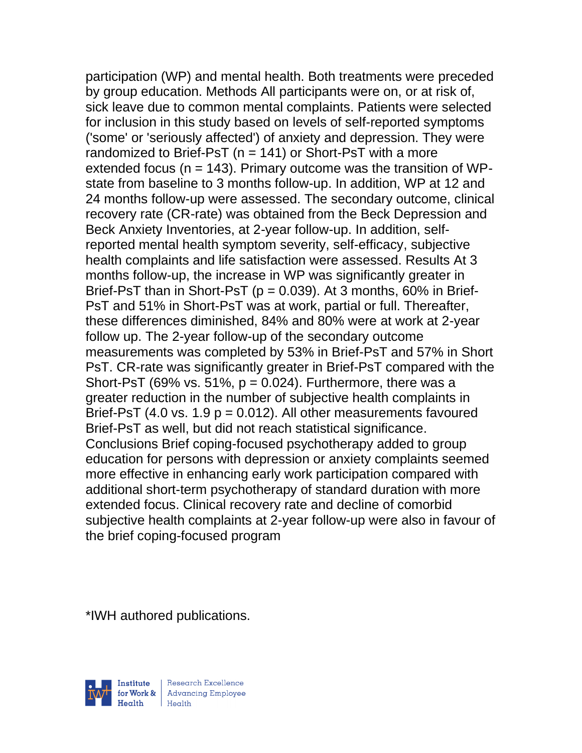participation (WP) and mental health. Both treatments were preceded by group education. Methods All participants were on, or at risk of, sick leave due to common mental complaints. Patients were selected for inclusion in this study based on levels of self-reported symptoms ('some' or 'seriously affected') of anxiety and depression. They were randomized to Brief-PsT ($n = 141$) or Short-PsT with a more extended focus ($n = 143$). Primary outcome was the transition of WP-state from baseline to 3 months follow-up. In addition, WP at 12 and 24 months follow-up were assessed. The secondary outcome, clinical recovery rate (CR-rate) was obtained from the Beck Depression and Beck Anxiety Inventories, at 2-year follow-up. In addition, self-reported mental health symptom severity, self-efficacy, subjective health complaints and life satisfaction were assessed. Results At 3 months follow-up, the increase in WP was significantly greater in Brief-PsT than in Short-PsT ($p = 0.039$). At 3 months, 60% in Brief-PsT and 51% in Short-PsT was at work, partial or full. Thereafter, these differences diminished, 84% and 80% were at work at 2-year follow up. The 2-year follow-up of the secondary outcome measurements was completed by 53% in Brief-PsT and 57% in Short PsT. CR-rate was significantly greater in Brief-PsT compared with the Short-PsT (69% vs. 51%, $p = 0.024$). Furthermore, there was a greater reduction in the number of subjective health complaints in Brief-PsT (4.0 vs. 1.9 $p = 0.012$). All other measurements favoured Brief-PsT as well, but did not reach statistical significance. Conclusions Brief coping-focused psychotherapy added to group education for persons with depression or anxiety complaints seemed more effective in enhancing early work participation compared with additional short-term psychotherapy of standard duration with more extended focus. Clinical recovery rate and decline of comorbid subjective health complaints at 2-year follow-up were also in favour of the brief coping-focused program

*IWH authored publications.